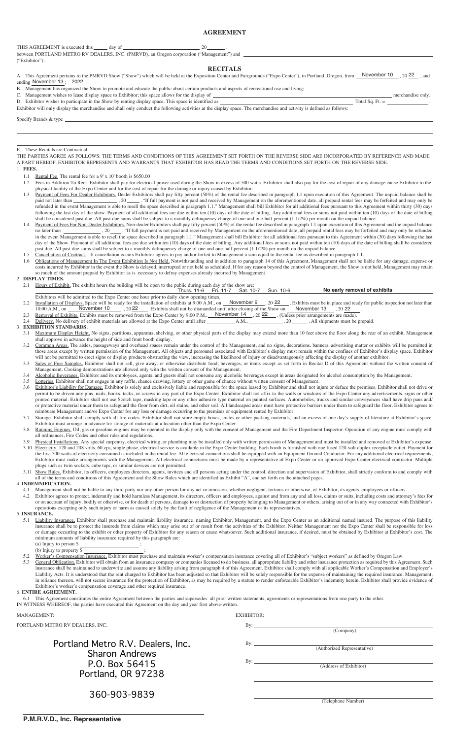# AGREEMENT

THIS AGREEMENT is executed this _____ day of ______________________ 20_____.
between PORTLAND METRO RV DEALERS, INC. (PMRVD), an Oregon corporation ("Management") and ______________________________
("Exhibitor").

## RECITALS

A. This Agreement pertains to the PMRVD Show ("Show") which will be held at the Exposition Center and Fairgrounds ("Expo Center"), in Portland, Oregon, from November 10, 20 22, and ending November 13, 2022

B. Management has organized the Show to promote and educate the public about certain products and aspects of recreational use and living;

C. Management wishes to lease display space to Exhibitor; this space allows for the display of ______________________________ merchandise only.

D. Exhibitor wishes to participate in the Show by renting display space. This space is identified as ______________________ Total Sq. Ft. = __________.

Exhibitor will only display the merchandise and shall only conduct the following activities at the display space. The merchandise and activity is defined as follows:

Specify Brands & type ______________________________

E. These Recitals are Contractual.

THE PARTIES AGREE AS FOLLOWS: THE TERMS AND CONDITIONS OF THIS AGREEMENT SET FORTH ON THE REVERSE SIDE ARE INCORPORATED BY REFERENCE AND MADE A PART HEREOF. EXHIBITOR REPRESENTS AND WARRANTS THAT EXHIBITOR HAS READ THE TERMS AND CONDITIONS SET FORTH ON THE REVERSE SIDE.

### 1. FEES.

1.1 Rental Fee. The rental fee for a 9' x 10' booth is $650.00

1.2 Fees in Addition To Rent. Exhibitor shall pay for electrical power used during the Show in excess of 500 watts. Exhibitor shall also pay for the cost of repair of any damage cause Exhibitor to the physical facility of the Expo Center and for the cost of repair for the damage or injury caused by Exhibitor.

1.3 Payment of Fees For Dealer Exhibitors. Dealer Exhibitors shall pay fifty percent (50%) of the rental fee described in paragraph 1.1 upon execution of this Agreement. The unpaid balance shall be paid not later than ______________, 20____. "If full payment is not paid and received by Management on the aforementioned date, all prepaid rental fees may be forfeited and may only be refunded in the event Management is able to resell the space described in paragraph 1.1." Management shall bill Exhibitor for all additional fees pursuant to this Agreement within thirty (30) days following the last day of the show. Payment of all additional fees are due within ten (10) days of the date of billing. Any additional fees or sums not paid within ten (10) days of the date of billing shall be considered past due. All past due sums shall be subject to a monthly delinquency charge of one and one-half percent (1 1/2%) per month on the unpaid balance.

1.4 Payment of Fees For Non-Dealer Exhibitors. Non-dealer Exhibitors shall pay fifty percent (50%) of the rental fee described in paragraph 1.1 upon execution of this Agreement and the unpaid balance no later than ______________, 20____. "If full payment is not paid and received by Management on the aforementioned date, all prepaid rental fees may be forfeited and may only be refunded in the event Management is able to resell the space described in paragraph 1.1." Management shall bill Exhibitor for all additional fees pursuant to this Agreement within thirty (30) days following the last day of the Show. Payment of all additional fees are due within ten (10) days of the date of billing. Any additional fees or sums not paid within ten (10) days of the date of billing shall be considered past due. All past due sums shall be subject to a monthly delinquency charge of one and one-half percent (1 1/2%) per month on the unpaid balance.

1.5 Cancellation of Contract. If cancellation occurs Exhibitor agrees to pay and/or forfeit to Management a sum equal to the rental fee as described in paragraph 1.1.

1.6 Obligations of Management In The Event Exhibition Is Not Held. Notwithstanding and in addition to paragraph 14 of this Agreement, Management shall not be liable for any damage, expense or costs incurred by Exhibitor in the event the Show is delayed, interrupted or not held as scheduled. If for any reason beyond the control of Management, the Show is not held, Management may retain so much of the amount prepaid by Exhibitor as is necessary to defray expenses already incurred by Management.

### 2 DISPLAY TIMES.

2.1 Hours of Exhibit. The exhibit hours the building will be open to the public during each day of the show are: Thurs. 11-6 Fri. 11-7 Sat. 10-7 Sun. 10-6 **No early removal of exhibits**

Exhibitors will be admitted to the Expo Center one hour prior to daily show opening times.

2.2 Installation of Displays. Space will be ready for the installation of exhibits at 9:00 A.M., on November 9, 20 22. Exhibits must be in place and ready for public inspection not later than 10:00 A.M., on November 10, 20 22. Exhibits shall not be dismantled until after closing of the Show on November 13, 20 22.

2.3 Removal of Exhibits. Exhibits must be removed from the Expo Center by 9:00 P.M., November 14, 20 22. (Unless prior arrangements are made).

2.4 Delivery. No delivery of exhibit materials are allowed at the Expo Center until after __________ A.M., __________, 20_____. All shipments must be prepaid.

### 3. EXHIBITION STANDARDS.

3.1 Maximum Display Height. No signs, partitions, apparatus, shelving, or other physical parts of the display may extend more than 10 feet above the floor along the rear of an exhibit. Management shall approve in advance the height of side and front booth display.

3.2 Common Areas. The aisles, passageways and overhead spaces remain under the control of the Management, and no signs, decorations, banners, advertising matter or exhibits will be permitted in those areas except by written permission of the Management. All objects and personnel associated with Exhibitor's display must remain within the confines of Exhibitor's display space. Exhibitor will not be permitted to erect signs or display products obstructing the view, increasing the likelihood of injury or disadvantageously affecting the display of another exhibitor.

3.3 Sales or Free Samples. Exhibitor shall not sell, give away, or otherwise distribute food, beverages, or items except as set forth in Recital D of this Agreement without the written consent of Management. Cooking demonstrations are allowed only with the written consent of the Management.

3.4 Alcoholic Beverages. Exhibitor and its employees, agents, and guests shall not consume any alcoholic beverages except in areas designated for alcohol consumption by the Management.

3.5 Lotteries. Exhibitor shall not engage in any raffle, chance drawing, lottery or other game of chance without written consent of Management.

3.6 Exhibitor's Liability for Damage. Exhibitor is solely and exclusively liable and responsible for the space leased by Exhibitor and shall not injure or deface the premises. Exhibitor shall not drive or permit to be driven any pins, nails, hooks, tacks, or screws in any part of the Expo Center. Exhibitor shall not affix to the walls or windows of the Expo Center any advertisements, signs or other printed material. Exhibitor shall not use Scotch tape, masking tape or any other adhesive type material on painted surfaces. Automobiles, trucks and similar conveyances shall have drip pans and/or protective material under them to safeguard the floor from dirt, oil stains, and other soil. All landscaped areas must have protective barriers under them to safeguard the floor. Exhibitor agrees to reimburse Management and/or Expo Center for any loss or damage occurring to the premises or equipment rented by Exhibitor.

3.7 Storage. Exhibitor shall comply with all fire codes. Exhibitor shall not store empty boxes, crates or other packing materials, and an excess of one day's supply of literature at Exhibitor's space. Exhibitor must arrange in advance for storage of materials at a location other than the Expo Center.

3.8 Running Engines. Oil, gas or gasoline engines may be operated in the display only with the consent of Management and the Fire Department Inspector. Operation of any engine must comply with all ordinances, Fire Codes and other rules and regulations.

3.9 Physical Installations. Any special carpentry, electrical wiring, or plumbing may be installed only with written permission of Management and must be installed and removed at Exhibitor's expense.

3.10 Electricity. 120 and 208 volts, 60 cps, single phase, electrical service is available in the Expo Center building. Each booth is furnished with one fused 120-volt duplex receptacle outlet. Payment for the first 500 watts of electricity consumed is included in the rental fee. All electrical connections shall be equipped with an Equipment Ground Conductor. For any additional electrical requirements, Exhibitor must make arrangements with the Management. All electrical connections must be made by a representative of Expo Center or an approved Expo Center electrical contractor. Multiple plugs such as twin sockets, cube taps, or similar devices are not permitted.

3.11 Show Rules. Exhibitor, its officers, employees directors, agents, invitees and all persons acting under the control, direction and supervision of Exhibitor, shall strictly conform to and comply with all of the terms and conditions of this Agreement and the Show Rules which are identified as Exhibit "A", and set forth on the attached pages.

### 4. INDEMNIFICATION.

4.1 Management shall not be liable to any third party nor any other person for any act or omission, whether negligent, tortious or otherwise, of Exhibitor, its agents, employees or officers.

4.2 Exhibitor agrees to protect, indemnify and hold harmless Management, its directors, officers and employees, against and from any and all loss, claims or suits, including costs and attorney's fees for or on account of injury, bodily or otherwise, or for death of persons, damage to or destruction of property belonging to Management or others, arising out of or in any way connected with Exhibitor's operations excepting only such injury or harm as caused solely by the fault of negligence of the Management or its representatives.

### 5. INSURANCE.

5.1 Liability Insurance. Exhibitor shall purchase and maintain liability insurance, naming Exhibitor, Management, and the Expo Center as an additional named insured. The purpose of this liability insurance shall be to protect the insureds from claims which may arise out of or result from the activities of the Exhibitor. Neither Management nor the Expo Center shall be responsible for loss or damage occurring to the exhibit or other property of Exhibitor for any reason or cause whatsoever. Such additional insurance, if desired, must be obtained by Exhibitor at Exhibitor's cost. The minimum amounts of liability insurance required by this paragraph are:

(a) Injury to person $__________;

(b) Injury to property $__________;

5.2 Worker's Compensation Insurance. Exhibitor must purchase and maintain worker's compensation insurance covering all of Exhibitor's "subject workers" as defined by Oregon Law.

5.3 General Obligation. Exhibitor will obtain from an insurance company or companies licensed to do business, all appropriate liability and other insurance protection as required by this Agreement. Such insurance shall be maintained to underwrite and assume any liability arising from paragraph 4 of this Agreement. Exhibitor shall comply with all applicable Worker's Compensation and Employer's Liability Acts. It is understood that the rent charged to Exhibitor has been adjusted so that Exhibitor will be solely responsible for the expense of maintaining the required insurance. Management, in reliance thereon, will not secure insurance for the protection of Exhibitor, as may be required by a statute to render enforceable Exhibitor's indemnity herein. Exhibitor shall provide evidence of Exhibitor's worker's compensation coverage and other required insurance.

### 6. ENTIRE AGREEMENT.

6.1 This Agreement constitutes the entire Agreement between the parties and supersedes all prior written statements, agreements or representations from one party to the other.

IN WITNESS WHEREOF, the parties have executed this Agreement on the day and year first above-written.

MANAGEMENT:

PORTLAND METRO RV DEALERS, INC.

Portland Metro R.V. Dealers, Inc.
Sharon Andrews
P.O. Box 56415
Portland, OR 97238

360-903-9839

**P.M.R.V.D., Inc. Representative**

EXHIBITOR:

By: ______________________________
(Company)

By: ______________________________
(Authorized Representative)

By: ______________________________
(Address of Exhibitor)

______________________________
(Telephone Number)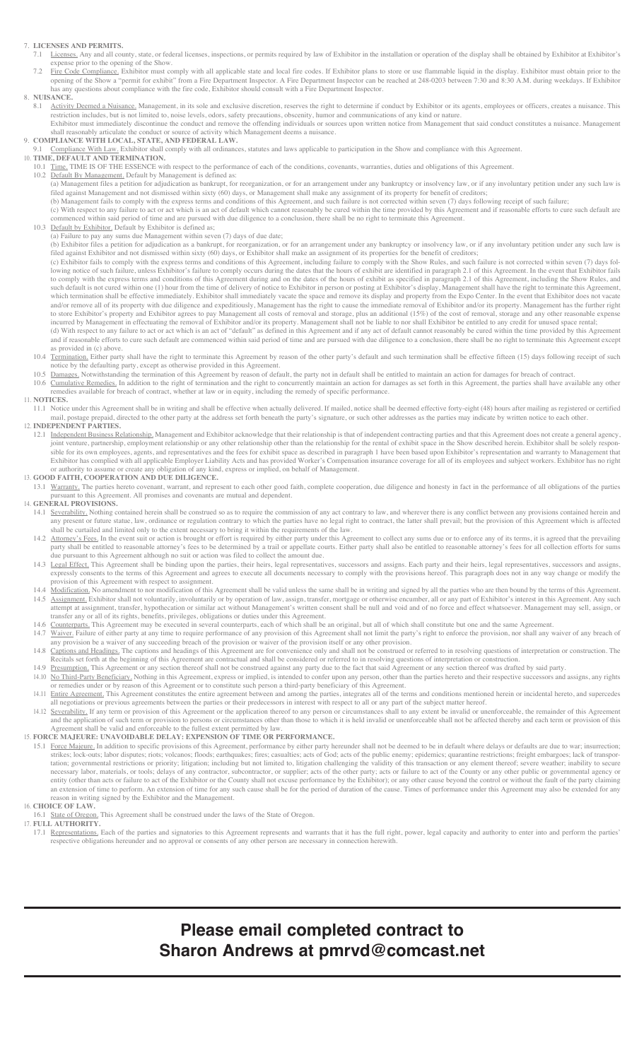7. **LICENSES AND PERMITS.**
   7.1 Licenses. Any and all county, state, or federal licenses, inspections, or permits required by law of Exhibitor in the installation or operation of the display shall be obtained by Exhibitor at Exhibitor's expense prior to the opening of the Show.
   7.2 Fire Code Compliance. Exhibitor must comply with all applicable state and local fire codes. If Exhibitor plans to store or use flammable liquid in the display. Exhibitor must obtain prior to the opening of the Show a "permit for exhibit" from a Fire Department Inspector. A Fire Department Inspector can be reached at 248-0203 between 7:30 and 8:30 A.M. during weekdays. If Exhibitor has any questions about compliance with the fire code, Exhibitor should consult with a Fire Department Inspector.
8. **NUISANCE.**
   8.1 Activity Deemed a Nuisance. Management, in its sole and exclusive discretion, reserves the right to determine if conduct by Exhibitor or its agents, employees or officers, creates a nuisance. This restriction includes, but is not limited to, noise levels, odors, safety precautions, obscenity, humor and communications of any kind or nature.
   Exhibitor must immediately discontinue the conduct and remove the offending individuals or sources upon written notice from Management that said conduct constitutes a nuisance. Management shall reasonably articulate the conduct or source of activity which Management deems a nuisance.
9. **COMPLIANCE WITH LOCAL, STATE, AND FEDERAL LAW.**
   9.1 Compliance With Law. Exhibitor shall comply with all ordinances, statutes and laws applicable to participation in the Show and compliance with this Agreement.
10. **TIME, DEFAULT AND TERMINATION.**
   10.1 Time. TIME IS OF THE ESSENCE with respect to the performance of each of the conditions, covenants, warranties, duties and obligations of this Agreement.
   10.2 Default By Management. Default by Management is defined as:
   (a) Management files a petition for adjudication as bankrupt, for reorganization, or for an arrangement under any bankruptcy or insolvency law, or if any involuntary petition under any such law is filed against Management and not dismissed within sixty (60) days, or Management shall make any assignment of its property for benefit of creditors;
   (b) Management fails to comply with the express terms and conditions of this Agreement, and such failure is not corrected within seven (7) days following receipt of such failure;
   (c) With respect to any failure to act or act which is an act of default which cannot reasonably be cured within the time provided by this Agreement and if reasonable efforts to cure such default are commenced within said period of time and are pursued with due diligence to a conclusion, there shall be no right to terminate this Agreement.
   10.3 Default by Exhibitor. Default by Exhibitor is defined as:
   (a) Failure to pay any sums due Management within seven (7) days of due date;
   (b) Exhibitor files a petition for adjudication as a bankrupt, for reorganization, or for an arrangement under any bankruptcy or insolvency law, or if any involuntary petition under any such law is filed against Exhibitor and not dismissed within sixty (60) days, or Exhibitor shall make an assignment of its properties for the benefit of creditors;
   (c) Exhibitor fails to comply with the express terms and conditions of this Agreement, including failure to comply with the Show Rules, and such failure is not corrected within seven (7) days following notice of such failure, unless Exhibitor's failure to comply occurs during the dates that the hours of exhibit are identified in paragraph 2.1 of this Agreement. In the event that Exhibitor fails to comply with the express terms and conditions of this Agreement during and on the dates of the hours of exhibit as specified in paragraph 2.1 of this Agreement, including the Show Rules, and such default is not cured within one (1) hour from the time of delivery of notice to Exhibitor in person or posting at Exhibitor's display, Management shall have the right to terminate this Agreement, which termination shall be effective immediately. Exhibitor shall immediately vacate the space and remove its display and property from the Expo Center. In the event that Exhibitor does not vacate and/or remove all of its property with due diligence and expeditiously, Management has the right to cause the immediate removal of Exhibitor and/or its property. Management has the further right to store Exhibitor's property and Exhibitor agrees to pay Management all costs of removal and storage, plus an additional (15%) of the cost of removal, storage and any other reasonable expense incurred by Management in effectuating the removal of Exhibitor and/or its property. Management shall not be liable to nor shall Exhibitor be entitled to any credit for unused space rental;
   (d) With respect to any failure to act or act which is an act of "default" as defined in this Agreement and if any act of default cannot reasonably be cured within the time provided by this Agreement and if reasonable efforts to cure such default are commenced within said period of time and are pursued with due diligence to a conclusion, there shall be no right to terminate this Agreement except as provided in (c) above.
   10.4 Termination. Either party shall have the right to terminate this Agreement by reason of the other party's default and such termination shall be effective fifteen (15) days following receipt of such notice by the defaulting party, except as otherwise provided in this Agreement.
   10.5 Damages. Notwithstanding the termination of this Agreement by reason of default, the party not in default shall be entitled to maintain an action for damages for breach of contract.
   10.6 Cumulative Remedies. In addition to the right of termination and the right to concurrently maintain an action for damages as set forth in this Agreement, the parties shall have available any other remedies available for breach of contract, whether at law or in equity, including the remedy of specific performance.
11. **NOTICES.**
   11.1 Notice under this Agreement shall be in writing and shall be effective when actually delivered. If mailed, notice shall be deemed effective forty-eight (48) hours after mailing as registered or certified mail, postage prepaid, directed to the other party at the address set forth beneath the party's signature, or such other addresses as the parties may indicate by written notice to each other.
12. **INDEPENDENT PARTIES.**
   12.1 Independent Business Relationship. Management and Exhibitor acknowledge that their relationship is that of independent contracting parties and that this Agreement does not create a general agency, joint venture, partnership, employment relationship or any other relationship other than the relationship for the rental of exhibit space in the Show described herein. Exhibitor shall be solely responsible for its own employees, agents, and representatives and the fees for exhibit space as described in paragraph 1 have been based upon Exhibitor's representation and warranty to Management that Exhibitor has complied with all applicable Employer Liability Acts and has provided Worker's Compensation insurance coverage for all of its employees and subject workers. Exhibitor has no right or authority to assume or create any obligation of any kind, express or implied, on behalf of Management.
13. **GOOD FAITH, COOPERATION AND DUE DILIGENCE.**
   13.1 Warranty. The parties hereto covenant, warrant, and represent to each other good faith, complete cooperation, due diligence and honesty in fact in the performance of all obligations of the parties pursuant to this Agreement. All promises and covenants are mutual and dependent.
14. **GENERAL PROVISIONS.**
   14.1 Severability. Nothing contained herein shall be construed so as to require the commission of any act contrary to law, and wherever there is any conflict between any provisions contained herein and any present or future statue, law, ordinance or regulation contrary to which the parties have no legal right to contract, the latter shall prevail; but the provision of this Agreement which is affected shall be curtailed and limited only to the extent necessary to bring it within the requirements of the law.
   14.2 Attorney's Fees. In the event suit or action is brought or effort is required by either party under this Agreement to collect any sums due or to enforce any of its terms, it is agreed that the prevailing party shall be entitled to reasonable attorney's fees to be determined by a trail or appellate courts. Either party shall also be entitled to reasonable attorney's fees for all collection efforts for sums due pursuant to this Agreement although no suit or action was filed to collect the amount due.
   14.3 Legal Effect. This Agreement shall be binding upon the parties, their heirs, legal representatives, successors and assigns. Each party and their heirs, legal representatives, successors and assigns, expressly consents to the terms of this Agreement and agrees to execute all documents necessary to comply with the provisions hereof. This paragraph does not in any way change or modify the provision of this Agreement with respect to assignment.
   14.4 Modification. No amendment to nor modification of this Agreement shall be valid unless the same shall be in writing and signed by all the parties who are then bound by the terms of this Agreement.
   14.5 Assignment. Exhibitor shall not voluntarily, involuntarily or by operation of law, assign, transfer, mortgage or otherwise encumber, all or any part of Exhibitor's interest in this Agreement. Any such attempt at assignment, transfer, hypothecation or similar act without Management's written consent shall be null and void and of no force and effect whatsoever. Management may sell, assign, or transfer any or all of its rights, benefits, privileges, obligations or duties under this Agreement.
   14.6 Counterparts. This Agreement may be executed in several counterparts, each of which shall be an original, but all of which shall constitute but one and the same Agreement.
   14.7 Waiver. Failure of either party at any time to require performance of any provision of this Agreement shall not limit the party's right to enforce the provision, nor shall any waiver of any breach of any provision be a waiver of any succeeding breach of the provision or waiver of the provision itself or any other provision.
   14.8 Captions and Headings. The captions and headings of this Agreement are for convenience only and shall not be construed or referred to in resolving questions of interpretation or construction. The Recitals set forth at the beginning of this Agreement are contractual and shall be considered or referred to in resolving questions of interpretation or construction.
   14.9 Presumption. This Agreement or any section thereof shall not be construed against any party due to the fact that said Agreement or any section thereof was drafted by said party.
   14.10 No Third-Party Beneficiary. Nothing in this Agreement, express or implied, is intended to confer upon any person, other than the parties hereto and their respective successors and assigns, any rights or remedies under or by reason of this Agreement or to constitute such person a third-party beneficiary of this Agreement.
   14.11 Entire Agreement. This Agreement constitutes the entire agreement between and among the parties, integrates all of the terms and conditions mentioned herein or incidental hereto, and supercedes all negotiations or previous agreements between the parties or their predecessors in interest with respect to all or any part of the subject matter hereof.
   14.12 Severability. If any term or provision of this Agreement or the application thereof to any person or circumstances shall to any extent be invalid or unenforceable, the remainder of this Agreement and the application of such term or provision to persons or circumstances other than those to which it is held invalid or unenforceable shall not be affected thereby and each term or provision of this Agreement shall be valid and enforceable to the fullest extent permitted by law.
15. **FORCE MAJEURE: UNAVOIDABLE DELAY: EXPENSION OF TIME OR PERFORMANCE.**
   15.1 Force Majeure. In addition to specific provisions of this Agreement, performance by either party hereunder shall not be deemed to be in default where delays or defaults are due to war; insurrection; strikes; lock-outs; labor disputes; riots; volcanos; floods; earthquakes; fires; casualties; acts of God; acts of the public enemy; epidemics; quarantine restrictions; freight embargoes; lack of transportation; governmental restrictions or priority; litigation; including but not limited to, litigation challenging the validity of this transaction or any element thereof; severe weather; inability to secure necessary labor, materials, or tools; delays of any contractor, subcontractor, or supplier; acts of the other party; acts or failure to act of the County or any other public or governmental agency or entity (other than acts or failure to act of the Exhibitor or the County shall not excuse performance by the Exhibitor); or any other cause beyond the control or without the fault of the party claiming an extension of time to perform. An extension of time for any such cause shall be for the period of duration of the cause. Times of performance under this Agreement may also be extended for any reason in writing signed by the Exhibitor and the Management.
16. **CHOICE OF LAW.**
   16.1 State of Oregon. This Agreement shall be construed under the laws of the State of Oregon.
17. **FULL AUTHORITY.**
   17.1 Representations. Each of the parties and signatories to this Agreement represents and warrants that it has the full right, power, legal capacity and authority to enter into and perform the parties' respective obligations hereunder and no approval or consents of any other person are necessary in connection herewith.

---

## Please email completed contract to Sharon Andrews at pmrvd@comcast.net

---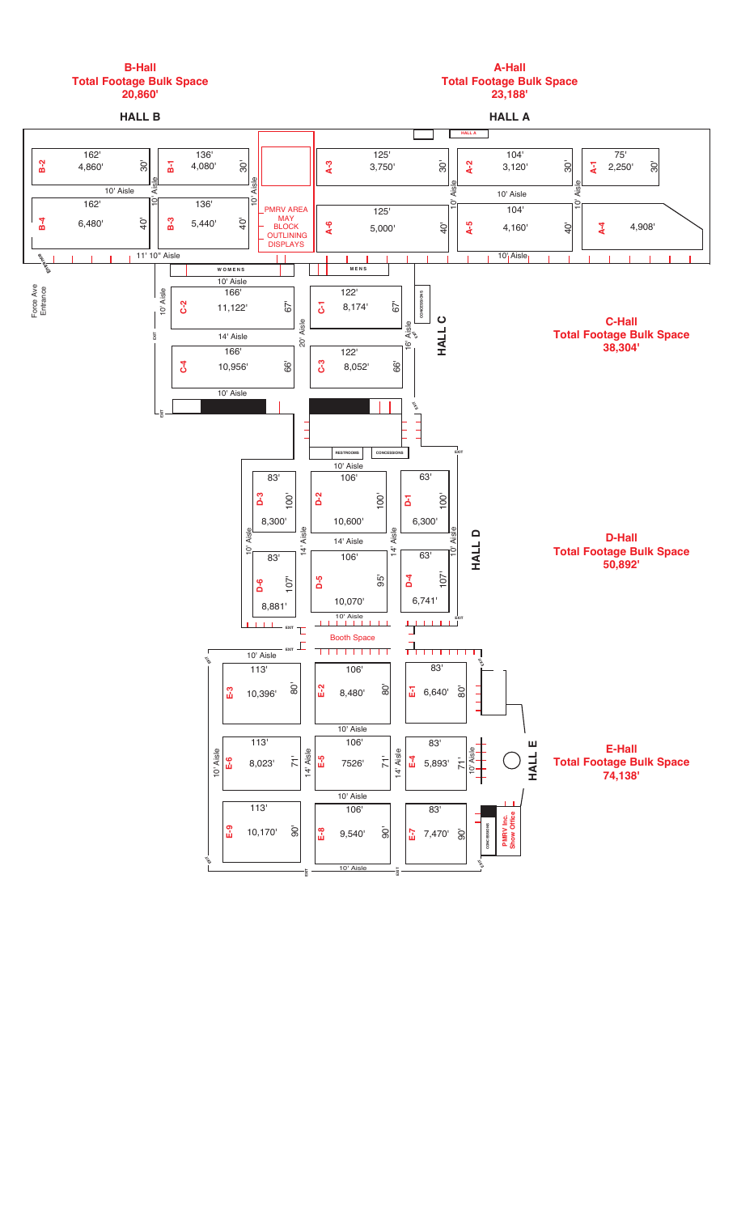**B-Hall**
**Total Footage Bulk Space**
**20,860'**

**HALL B**

**A-Hall**
**Total Footage Bulk Space**
**23,188'**

**HALL A**

B-2 162' 4,860' 30'

B-1 136' 4,080' 30'

10' Aisle

B-4 162' 6,480' 40'

B-3 136' 5,440' 40'

PMRV AREA MAY BLOCK OUTLINING DISPLAYS

A-3 125' 3,750' 30'

A-6 125' 5,000' 40'

A-2 104' 3,120' 30'

A-1 75' 2,250' 30'

10' Aisle

A-5 104' 4,160' 40'

A-4 4,908'

11' 10" Aisle

10' Aisle

Force Ave Entrance

WOMENS

MENS

10' Aisle

C-2 166' 11,122' 67'

C-1 122' 8,174' 67'

CONCESSIONS

14' Aisle

20' Aisle

16' Aisle

HALL C

C-4 166' 10,956' 66'

C-3 122' 8,052' 66'

10' Aisle

**C-Hall**
**Total Footage Bulk Space**
**38,304'**

RESTROOMS

CONCESSIONS

10' Aisle

D-3 83' 100' 8,300'

D-2 106' 100' 10,600'

D-1 63' 100' 6,300'

14' Aisle

HALL D

D-6 83' 107' 8,881'

D-5 106' 95' 10,070'

D-4 63' 107' 6,741'

10' Aisle

**D-Hall**
**Total Footage Bulk Space**
**50,892'**

Booth Space

10' Aisle

E-3 113' 10,396' 80'

E-2 106' 8,480' 80'

E-1 83' 6,640' 80'

10' Aisle

E-6 113' 8,023' 71'

E-5 106' 7526' 71'

E-4 83' 5,893' 71'

14' Aisle

HALL E

10' Aisle

E-9 113' 10,170' 90'

E-8 106' 9,540' 90'

E-7 83' 7,470' 90'

CONCESSIONS

PMRV Inc. Show Office

10' Aisle

EXIT

**E-Hall**
**Total Footage Bulk Space**
**74,138'**